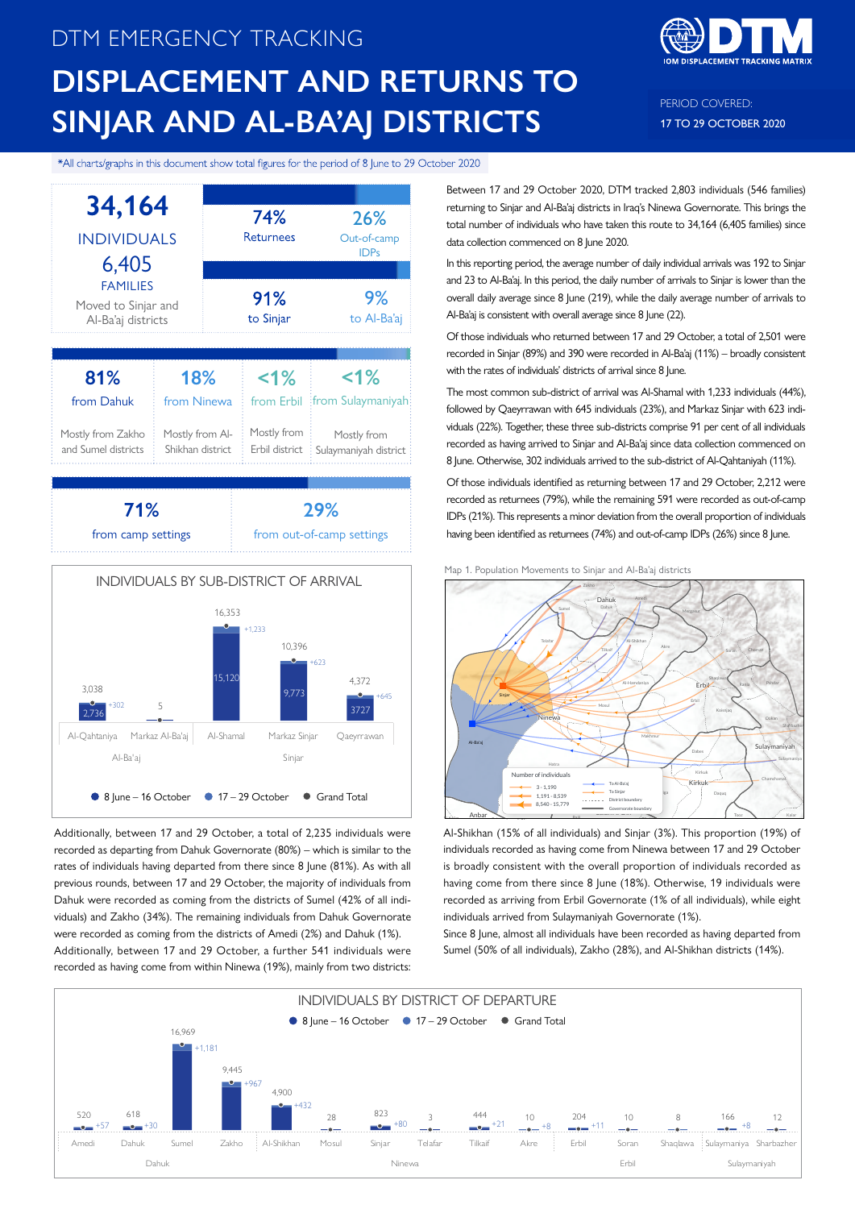DTM EMERGENCY TRACKING

# DISPLACEMENT AND RETURNS TO SINJAR AND AL-BA'AJ DISTRICTS

PERIOD COVERED: 17 TO 29 OCTOBER 2020

*All charts/graphs in this document show total figures for the period of 8 June to 29 October 2020

**34,164** INDIVIDUALS
**6,405** FAMILIES
Moved to Sinjar and Al-Ba'aj districts

| 74% Returnees | 26% Out-of-camp IDPs |
|---|---|
| 91% to Sinjar | 9% to Al-Ba'aj |

| 81% from Dahuk | 18% from Ninewa | <1% from Erbil | <1% from Sulaymaniyah |
|---|---|---|---|
| Mostly from Zakho and Sumel districts | Mostly from Al-Shikhan district | Mostly from Erbil district | Mostly from Sulaymaniyah district |

| 71% from camp settings | 29% from out-of-camp settings |
|---|---|

## INDIVIDUALS BY SUB-DISTRICT OF ARRIVAL

| Sub-district | District | 8 June – 16 October | 17 – 29 October | Grand Total |
|---|---|---|---|---|
| Al-Qahtaniya | Al-Ba'aj | 2,736 | +302 | 3,038 |
| Markaz Al-Ba'aj | Al-Ba'aj | | | 5 |
| Al-Shamal | Sinjar | 15,120 | +1,233 | 16,353 |
| Markaz Sinjar | Sinjar | 9,773 | +623 | 10,396 |
| Qaeyrrawan | Sinjar | 3727 | +645 | 4,372 |

Between 17 and 29 October 2020, DTM tracked 2,803 individuals (546 families) returning to Sinjar and Al-Ba'aj districts in Iraq's Ninewa Governorate. This brings the total number of individuals who have taken this route to 34,164 (6,405 families) since data collection commenced on 8 June 2020.

In this reporting period, the average number of daily individual arrivals was 192 to Sinjar and 23 to Al-Ba'aj. In this period, the daily number of arrivals to Sinjar is lower than the overall daily average since 8 June (219), while the daily average number of arrivals to Al-Ba'aj is consistent with overall average since 8 June (22).

Of those individuals who returned between 17 and 29 October, a total of 2,501 were recorded in Sinjar (89%) and 390 were recorded in Al-Ba'aj (11%) – broadly consistent with the rates of individuals' districts of arrival since 8 June.

The most common sub-district of arrival was Al-Shamal with 1,233 individuals (44%), followed by Qaeyrrawan with 645 individuals (23%), and Markaz Sinjar with 623 individuals (22%). Together, these three sub-districts comprise 91 per cent of all individuals recorded as having arrived to Sinjar and Al-Ba'aj since data collection commenced on 8 June. Otherwise, 302 individuals arrived to the sub-district of Al-Qahtaniyah (11%).

Of those individuals identified as returning between 17 and 29 October, 2,212 were recorded as returnees (79%), while the remaining 591 were recorded as out-of-camp IDPs (21%). This represents a minor deviation from the overall proportion of individuals having been identified as returnees (74%) and out-of-camp IDPs (26%) since 8 June.

Map 1. Population Movements to Sinjar and Al-Ba'aj districts

Additionally, between 17 and 29 October, a total of 2,235 individuals were recorded as departing from Dahuk Governorate (80%) – which is similar to the rates of individuals having departed from there since 8 June (81%). As with all previous rounds, between 17 and 29 October, the majority of individuals from Dahuk were recorded as coming from the districts of Sumel (42% of all individuals) and Zakho (34%). The remaining individuals from Dahuk Governorate were recorded as coming from the districts of Amedi (2%) and Dahuk (1%). Additionally, between 17 and 29 October, a further 541 individuals were recorded as having come from within Ninewa (19%), mainly from two districts: Al-Shikhan (15% of all individuals) and Sinjar (3%). This proportion (19%) of individuals recorded as having come from Ninewa between 17 and 29 October is broadly consistent with the overall proportion of individuals recorded as having come from there since 8 June (18%). Otherwise, 19 individuals were recorded as arriving from Erbil Governorate (1% of all individuals), while eight individuals arrived from Sulaymaniyah Governorate (1%).

Since 8 June, almost all individuals have been recorded as having departed from Sumel (50% of all individuals), Zakho (28%), and Al-Shikhan districts (14%).

## INDIVIDUALS BY DISTRICT OF DEPARTURE

| District | Governorate | 17 – 29 October | Grand Total |
|---|---|---|---|
| Amedi | Dahuk | +57 | 520 |
| Dahuk | Dahuk | +30 | 618 |
| Sumel | Dahuk | +1,181 | 16,969 |
| Zakho | Dahuk | +967 | 9,445 |
| Al-Shikhan | Ninewa | +432 | 4,900 |
| Mosul | Ninewa | | 28 |
| Sinjar | Ninewa | +80 | 823 |
| Telafar | Ninewa | | 3 |
| Tilkaif | Ninewa | +21 | 444 |
| Akre | Ninewa | +8 | 10 |
| Erbil | Erbil | +11 | 204 |
| Soran | Erbil | | 10 |
| Shaqlawa | Erbil | | 8 |
| Sulaymaniya | Sulaymaniyah | +8 | 166 |
| Sharbazher | Sulaymaniyah | | 12 |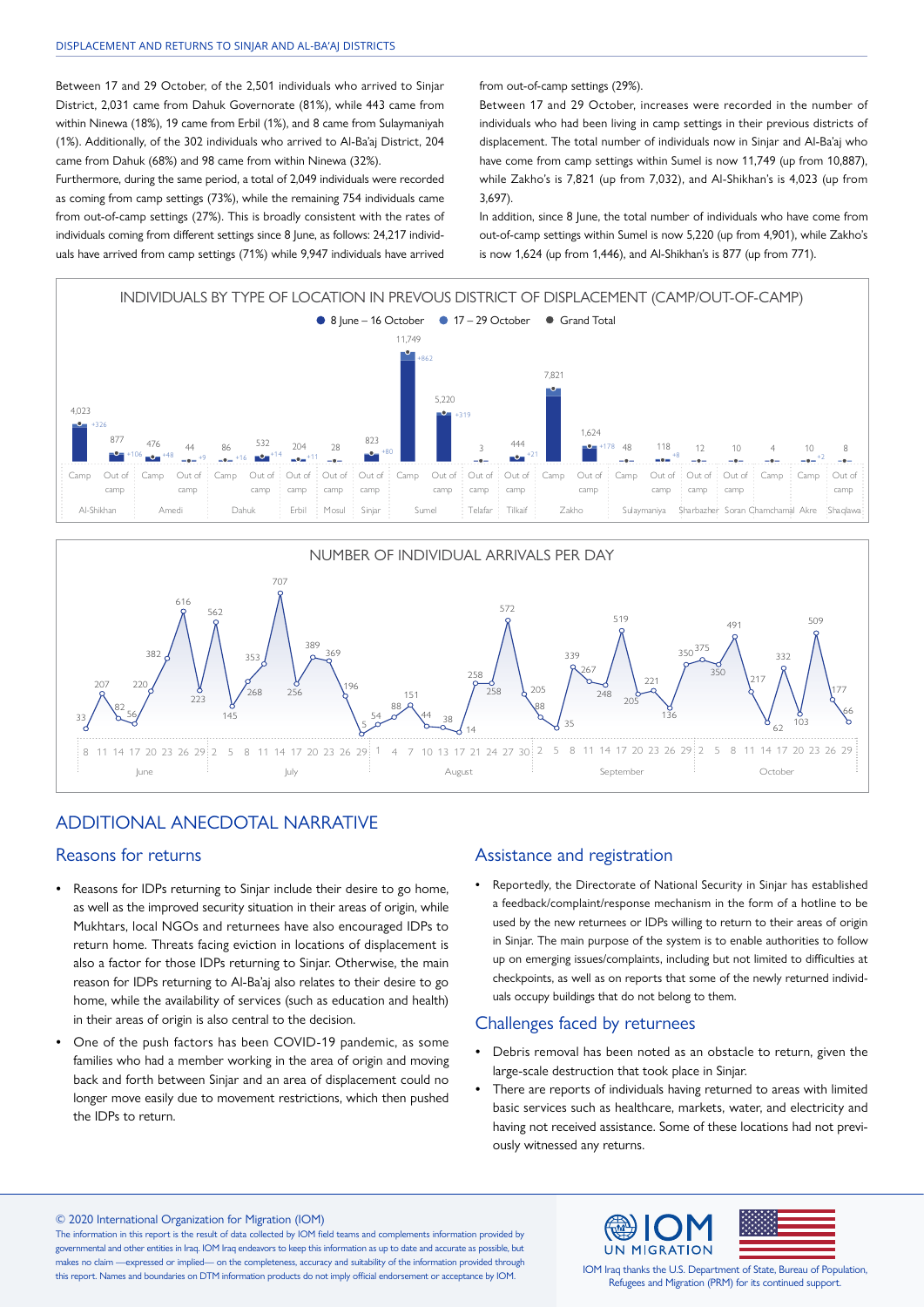Between 17 and 29 October, of the 2,501 individuals who arrived to Sinjar District, 2,031 came from Dahuk Governorate (81%), while 443 came from within Ninewa (18%), 19 came from Erbil (1%), and 8 came from Sulaymaniyah (1%). Additionally, of the 302 individuals who arrived to Al-Ba'aj District, 204 came from Dahuk (68%) and 98 came from within Ninewa (32%).

Furthermore, during the same period, a total of 2,049 individuals were recorded as coming from camp settings (73%), while the remaining 754 individuals came from out-of-camp settings (27%). This is broadly consistent with the rates of individuals coming from different settings since 8 June, as follows: 24,217 individuals have arrived from camp settings (71%) while 9,947 individuals have arrived from out-of-camp settings (29%).

Between 17 and 29 October, increases were recorded in the number of individuals who had been living in camp settings in their previous districts of displacement. The total number of individuals now in Sinjar and Al-Ba'aj who have come from camp settings within Sumel is now 11,749 (up from 10,887), while Zakho's is 7,821 (up from 7,032), and Al-Shikhan's is 4,023 (up from 3,697).

In addition, since 8 June, the total number of individuals who have come from out-of-camp settings within Sumel is now 5,220 (up from 4,901), while Zakho's is now 1,624 (up from 1,446), and Al-Shikhan's is 877 (up from 771).

INDIVIDUALS BY TYPE OF LOCATION IN PREVOUS DISTRICT OF DISPLACEMENT (CAMP/OUT-OF-CAMP)

● 8 June – 16 October ● 17 – 29 October ● Grand Total

Al-Shikhan: Camp 4,023 (+326); Out of camp 877 (+106)
Amedi: Camp 476 (+48); Out of camp 44 (+9)
Dahuk: Camp 86 (+16); Out of camp 532 (+14)
Erbil: Out of camp 204 (+11)
Mosul: Out of camp 28
Sinjar: Out of camp 823 (+80)
Sumel: Camp 11,749 (+862); Out of camp 5,220 (+319)
Telafar: Out of camp 3
Tilkaif: Out of camp 444 (+21)
Zakho: Camp 7,821; Out of camp 1,624 (+178)
Sulaymaniya: Camp 48; Out of camp 118 (+8)
Sharbazher: Out of camp 12
Soran: Out of camp 10
Chamchamal: Camp 4
Akre: Camp 10 (+2)
Shaqlawa: Out of camp 8

NUMBER OF INDIVIDUAL ARRIVALS PER DAY

33, 207, 82, 56, 220, 382, 616, 223, 562, 145, 268, 353, 707, 256, 389, 369, 196, 5, 54, 88, 151, 44, 38, 14, 258, 258, 572, 205, 88, 35, 339, 267, 248, 519, 205, 221, 136, 350, 375, 350, 491, 217, 62, 332, 103, 509, 177, 66

June: 8 11 14 17 20 23 26 29
July: 2 5 8 11 14 17 20 23 26 29
August: 1 4 7 10 13 17 21 24 27 30
September: 2 5 8 11 14 17 20 23 26 29
October: 2 5 8 11 14 17 20 23 26 29

## ADDITIONAL ANECDOTAL NARRATIVE

### Reasons for returns

- Reasons for IDPs returning to Sinjar include their desire to go home, as well as the improved security situation in their areas of origin, while Mukhtars, local NGOs and returnees have also encouraged IDPs to return home. Threats facing eviction in locations of displacement is also a factor for those IDPs returning to Sinjar. Otherwise, the main reason for IDPs returning to Al-Ba'aj also relates to their desire to go home, while the availability of services (such as education and health) in their areas of origin is also central to the decision.
- One of the push factors has been COVID-19 pandemic, as some families who had a member working in the area of origin and moving back and forth between Sinjar and an area of displacement could no longer move easily due to movement restrictions, which then pushed the IDPs to return.

### Assistance and registration

- Reportedly, the Directorate of National Security in Sinjar has established a feedback/complaint/response mechanism in the form of a hotline to be used by the new returnees or IDPs willing to return to their areas of origin in Sinjar. The main purpose of the system is to enable authorities to follow up on emerging issues/complaints, including but not limited to difficulties at checkpoints, as well as on reports that some of the newly returned individuals occupy buildings that do not belong to them.

### Challenges faced by returnees

- Debris removal has been noted as an obstacle to return, given the large-scale destruction that took place in Sinjar.
- There are reports of individuals having returned to areas with limited basic services such as healthcare, markets, water, and electricity and having not received assistance. Some of these locations had not previously witnessed any returns.

© 2020 International Organization for Migration (IOM)

The information in this report is the result of data collected by IOM field teams and complements information provided by governmental and other entities in Iraq. IOM Iraq endeavors to keep this information as up to date and accurate as possible, but makes no claim —expressed or implied— on the completeness, accuracy and suitability of the information provided through this report. Names and boundaries on DTM information products do not imply official endorsement or acceptance by IOM.

IOM Iraq thanks the U.S. Department of State, Bureau of Population, Refugees and Migration (PRM) for its continued support.